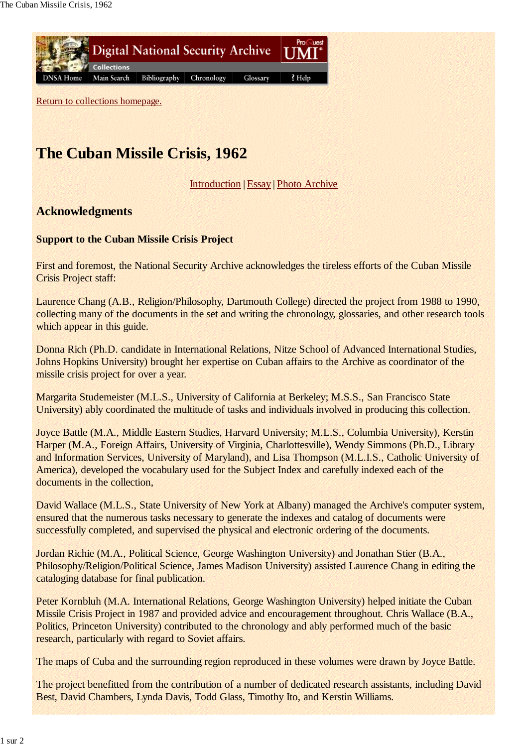Return to collections homepage.

# The Cuban Missile Crisis, 1962

Introduction | Essay | Photo Archive

## Acknowledgments

### Support to the Cuban Missile Crisis Project

First and foremost, the National Security Archive acknowledges the tireless efforts of the Cuban Missile Crisis Project staff:

Laurence Chang (A.B., Religion/Philosophy, Dartmouth College) directed the project from 1988 to 1990, collecting many of the documents in the set and writing the chronology, glossaries, and other research tools which appear in this guide.

Donna Rich (Ph.D. candidate in International Relations, Nitze School of Advanced International Studies, Johns Hopkins University) brought her expertise on Cuban affairs to the Archive as coordinator of the missile crisis project for over a year.

Margarita Studemeister (M.L.S., University of California at Berkeley; M.S.S., San Francisco State University) ably coordinated the multitude of tasks and individuals involved in producing this collection.

Joyce Battle (M.A., Middle Eastern Studies, Harvard University; M.L.S., Columbia University), Kerstin Harper (M.A., Foreign Affairs, University of Virginia, Charlottesville), Wendy Simmons (Ph.D., Library and Information Services, University of Maryland), and Lisa Thompson (M.L.I.S., Catholic University of America), developed the vocabulary used for the Subject Index and carefully indexed each of the documents in the collection,

David Wallace (M.L.S., State University of New York at Albany) managed the Archive's computer system, ensured that the numerous tasks necessary to generate the indexes and catalog of documents were successfully completed, and supervised the physical and electronic ordering of the documents.

Jordan Richie (M.A., Political Science, George Washington University) and Jonathan Stier (B.A., Philosophy/Religion/Political Science, James Madison University) assisted Laurence Chang in editing the cataloging database for final publication.

Peter Kornbluh (M.A. International Relations, George Washington University) helped initiate the Cuban Missile Crisis Project in 1987 and provided advice and encouragement throughout. Chris Wallace (B.A., Politics, Princeton University) contributed to the chronology and ably performed much of the basic research, particularly with regard to Soviet affairs.

The maps of Cuba and the surrounding region reproduced in these volumes were drawn by Joyce Battle.

The project benefitted from the contribution of a number of dedicated research assistants, including David Best, David Chambers, Lynda Davis, Todd Glass, Timothy Ito, and Kerstin Williams.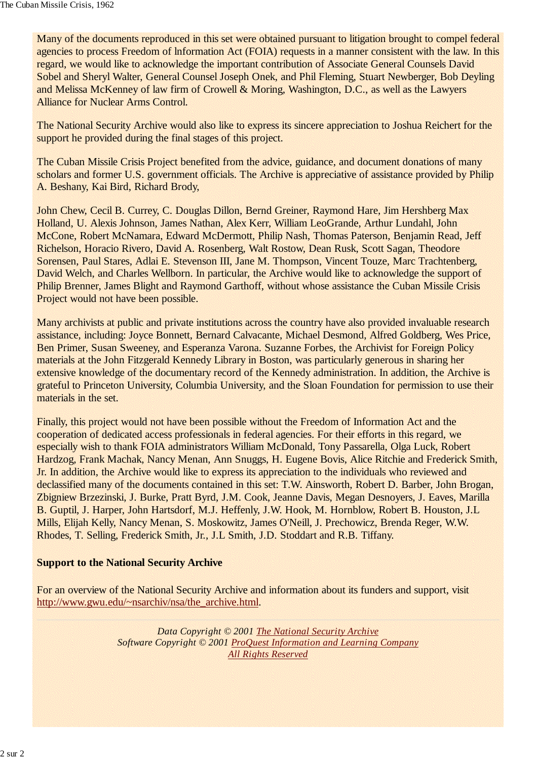Many of the documents reproduced in this set were obtained pursuant to litigation brought to compel federal agencies to process Freedom of lnformation Act (FOIA) requests in a manner consistent with the law. In this regard, we would like to acknowledge the important contribution of Associate General Counsels David Sobel and Sheryl Walter, General Counsel Joseph Onek, and Phil Fleming, Stuart Newberger, Bob Deyling and Melissa McKenney of law firm of Crowell & Moring, Washington, D.C., as well as the Lawyers Alliance for Nuclear Arms Control.

The National Security Archive would also like to express its sincere appreciation to Joshua Reichert for the support he provided during the final stages of this project.

The Cuban Missile Crisis Project benefited from the advice, guidance, and document donations of many scholars and former U.S. government officials. The Archive is appreciative of assistance provided by Philip A. Beshany, Kai Bird, Richard Brody,

John Chew, Cecil B. Currey, C. Douglas Dillon, Bernd Greiner, Raymond Hare, Jim Hershberg Max Holland, U. Alexis Johnson, James Nathan, Alex Kerr, William LeoGrande, Arthur Lundahl, John McCone, Robert McNamara, Edward McDermott, Philip Nash, Thomas Paterson, Benjamin Read, Jeff Richelson, Horacio Rivero, David A. Rosenberg, Walt Rostow, Dean Rusk, Scott Sagan, Theodore Sorensen, Paul Stares, Adlai E. Stevenson III, Jane M. Thompson, Vincent Touze, Marc Trachtenberg, David Welch, and Charles Wellborn. In particular, the Archive would like to acknowledge the support of Philip Brenner, James Blight and Raymond Garthoff, without whose assistance the Cuban Missile Crisis Project would not have been possible.

Many archivists at public and private institutions across the country have also provided invaluable research assistance, including: Joyce Bonnett, Bernard Calvacante, Michael Desmond, Alfred Goldberg, Wes Price, Ben Primer, Susan Sweeney, and Esperanza Varona. Suzanne Forbes, the Archivist for Foreign Policy materials at the John Fitzgerald Kennedy Library in Boston, was particularly generous in sharing her extensive knowledge of the documentary record of the Kennedy administration. In addition, the Archive is grateful to Princeton University, Columbia University, and the Sloan Foundation for permission to use their materials in the set.

Finally, this project would not have been possible without the Freedom of Information Act and the cooperation of dedicated access professionals in federal agencies. For their efforts in this regard, we especially wish to thank FOIA administrators William McDonald, Tony Passarella, Olga Luck, Robert Hardzog, Frank Machak, Nancy Menan, Ann Snuggs, H. Eugene Bovis, Alice Ritchie and Frederick Smith, Jr. In addition, the Archive would like to express its appreciation to the individuals who reviewed and declassified many of the documents contained in this set: T.W. Ainsworth, Robert D. Barber, John Brogan, Zbigniew Brzezinski, J. Burke, Pratt Byrd, J.M. Cook, Jeanne Davis, Megan Desnoyers, J. Eaves, Marilla B. Guptil, J. Harper, John Hartsdorf, M.J. Heffenly, J.W. Hook, M. Hornblow, Robert B. Houston, J.L Mills, Elijah Kelly, Nancy Menan, S. Moskowitz, James O'Neill, J. Prechowicz, Brenda Reger, W.W. Rhodes, T. Selling, Frederick Smith, Jr., J.L Smith, J.D. Stoddart and R.B. Tiffany.

**Support to the National Security Archive**

For an overview of the National Security Archive and information about its funders and support, visit http://www.gwu.edu/~nsarchiv/nsa/the_archive.html.

*Data Copyright © 2001 The National Security Archive*
*Software Copyright © 2001 ProQuest Information and Learning Company*
*All Rights Reserved*